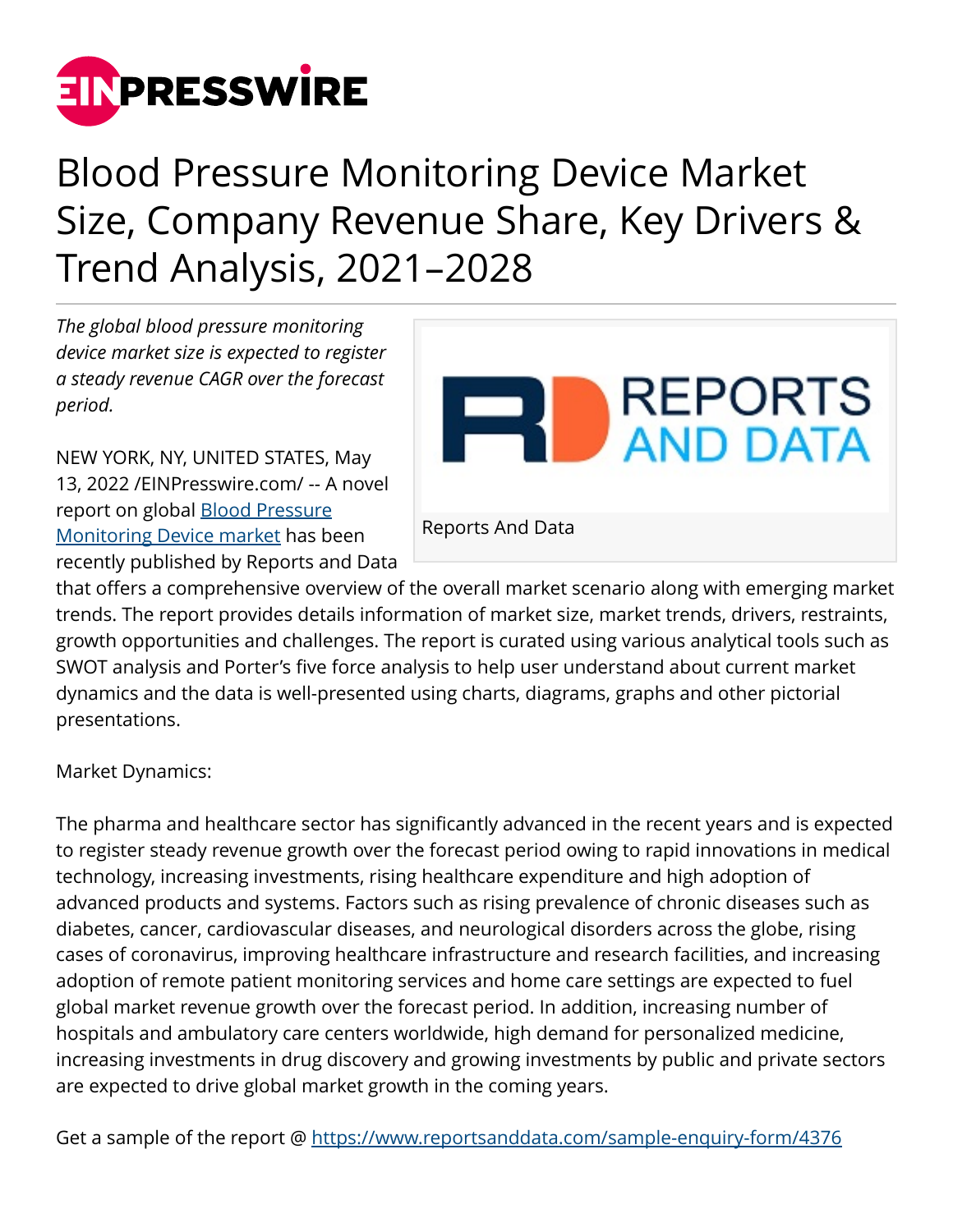# Blood Pressure Monitoring Device Market Size, Company Revenue Share, Key Drivers & Trend Analysis, 2021–2028

*The global blood pressure monitoring device market size is expected to register a steady revenue CAGR over the forecast period.*

Reports And Data

NEW YORK, NY, UNITED STATES, May 13, 2022 /EINPresswire.com/ -- A novel report on global [Blood Pressure Monitoring Device market](https://www.reportsanddata.com) has been recently published by Reports and Data that offers a comprehensive overview of the overall market scenario along with emerging market trends. The report provides details information of market size, market trends, drivers, restraints, growth opportunities and challenges. The report is curated using various analytical tools such as SWOT analysis and Porter's five force analysis to help user understand about current market dynamics and the data is well-presented using charts, diagrams, graphs and other pictorial presentations.

Market Dynamics:

The pharma and healthcare sector has significantly advanced in the recent years and is expected to register steady revenue growth over the forecast period owing to rapid innovations in medical technology, increasing investments, rising healthcare expenditure and high adoption of advanced products and systems. Factors such as rising prevalence of chronic diseases such as diabetes, cancer, cardiovascular diseases, and neurological disorders across the globe, rising cases of coronavirus, improving healthcare infrastructure and research facilities, and increasing adoption of remote patient monitoring services and home care settings are expected to fuel global market revenue growth over the forecast period. In addition, increasing number of hospitals and ambulatory care centers worldwide, high demand for personalized medicine, increasing investments in drug discovery and growing investments by public and private sectors are expected to drive global market growth in the coming years.

Get a sample of the report @ https://www.reportsanddata.com/sample-enquiry-form/4376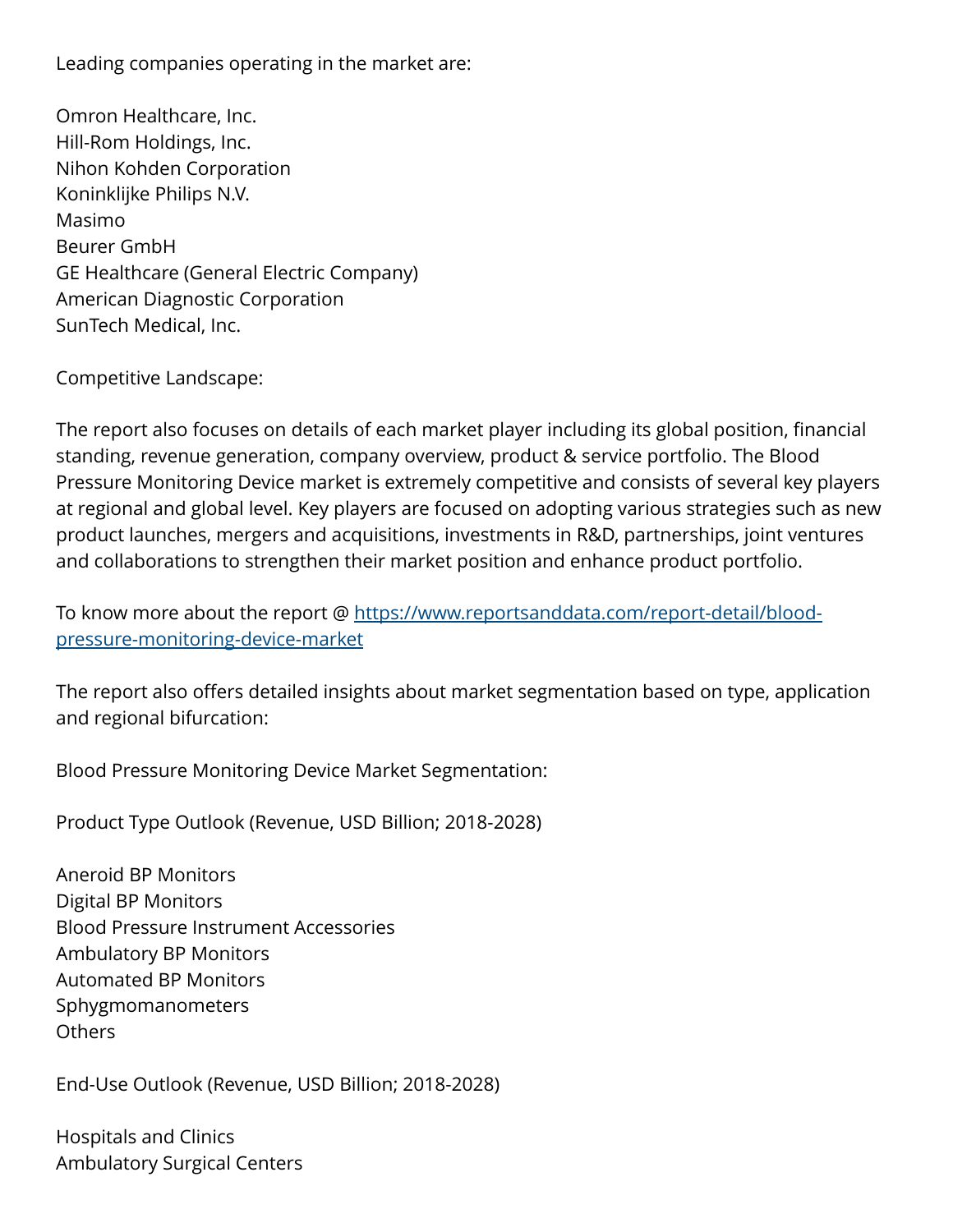Leading companies operating in the market are:

Omron Healthcare, Inc.
Hill-Rom Holdings, Inc.
Nihon Kohden Corporation
Koninklijke Philips N.V.
Masimo
Beurer GmbH
GE Healthcare (General Electric Company)
American Diagnostic Corporation
SunTech Medical, Inc.

Competitive Landscape:

The report also focuses on details of each market player including its global position, financial standing, revenue generation, company overview, product & service portfolio. The Blood Pressure Monitoring Device market is extremely competitive and consists of several key players at regional and global level. Key players are focused on adopting various strategies such as new product launches, mergers and acquisitions, investments in R&D, partnerships, joint ventures and collaborations to strengthen their market position and enhance product portfolio.

To know more about the report @ [https://www.reportsanddata.com/report-detail/blood-pressure-monitoring-device-market](https://www.reportsanddata.com/report-detail/blood-pressure-monitoring-device-market)

The report also offers detailed insights about market segmentation based on type, application and regional bifurcation:

Blood Pressure Monitoring Device Market Segmentation:

Product Type Outlook (Revenue, USD Billion; 2018-2028)

Aneroid BP Monitors
Digital BP Monitors
Blood Pressure Instrument Accessories
Ambulatory BP Monitors
Automated BP Monitors
Sphygmomanometers
Others

End-Use Outlook (Revenue, USD Billion; 2018-2028)

Hospitals and Clinics
Ambulatory Surgical Centers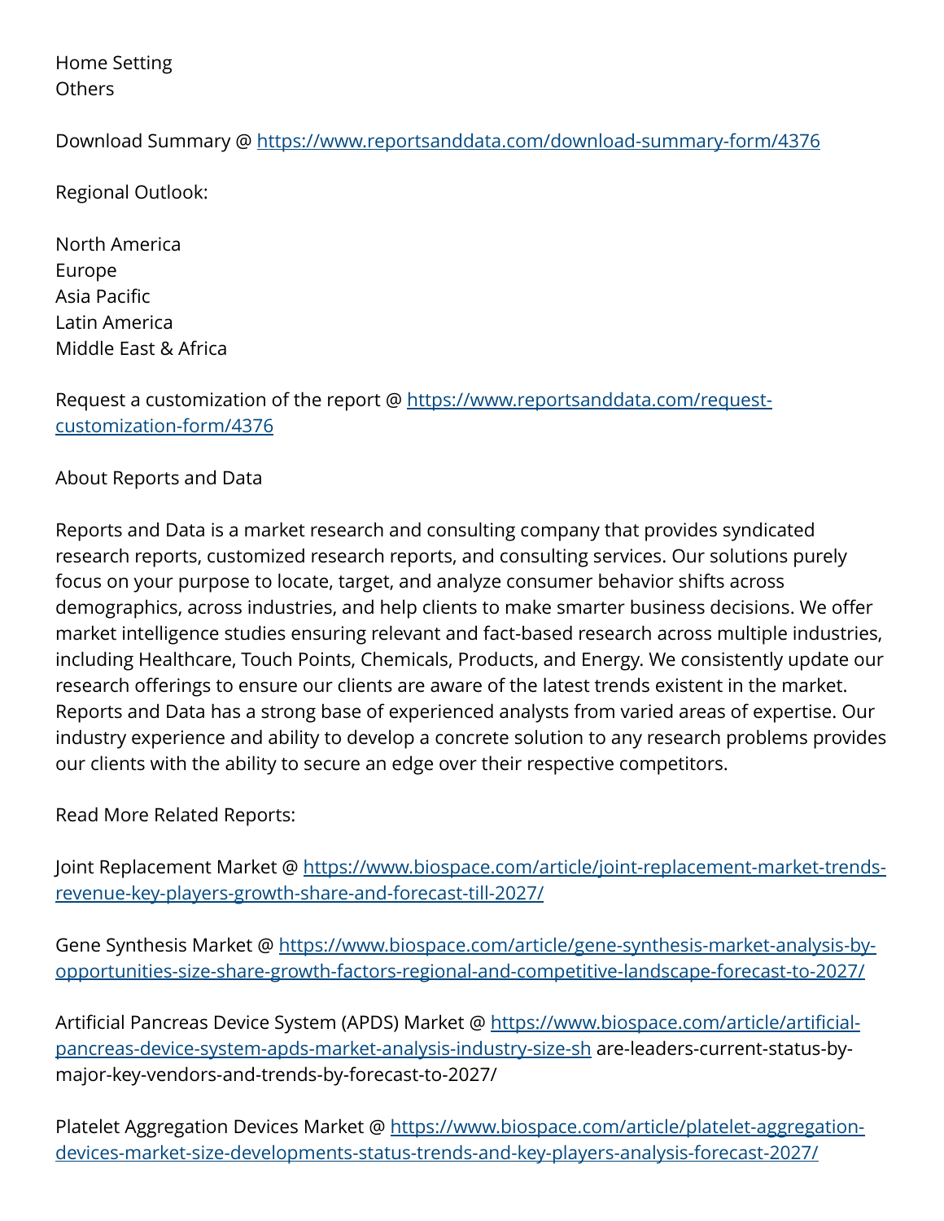Home Setting
Others

Download Summary @ https://www.reportsanddata.com/download-summary-form/4376

Regional Outlook:

North America
Europe
Asia Pacific
Latin America
Middle East & Africa

Request a customization of the report @ https://www.reportsanddata.com/request-customization-form/4376

About Reports and Data

Reports and Data is a market research and consulting company that provides syndicated research reports, customized research reports, and consulting services. Our solutions purely focus on your purpose to locate, target, and analyze consumer behavior shifts across demographics, across industries, and help clients to make smarter business decisions. We offer market intelligence studies ensuring relevant and fact-based research across multiple industries, including Healthcare, Touch Points, Chemicals, Products, and Energy. We consistently update our research offerings to ensure our clients are aware of the latest trends existent in the market. Reports and Data has a strong base of experienced analysts from varied areas of expertise. Our industry experience and ability to develop a concrete solution to any research problems provides our clients with the ability to secure an edge over their respective competitors.

Read More Related Reports:

Joint Replacement Market @ https://www.biospace.com/article/joint-replacement-market-trends-revenue-key-players-growth-share-and-forecast-till-2027/

Gene Synthesis Market @ https://www.biospace.com/article/gene-synthesis-market-analysis-by-opportunities-size-share-growth-factors-regional-and-competitive-landscape-forecast-to-2027/

Artificial Pancreas Device System (APDS) Market @ https://www.biospace.com/article/artificial-pancreas-device-system-apds-market-analysis-industry-size-sh are-leaders-current-status-by-major-key-vendors-and-trends-by-forecast-to-2027/

Platelet Aggregation Devices Market @ https://www.biospace.com/article/platelet-aggregation-devices-market-size-developments-status-trends-and-key-players-analysis-forecast-2027/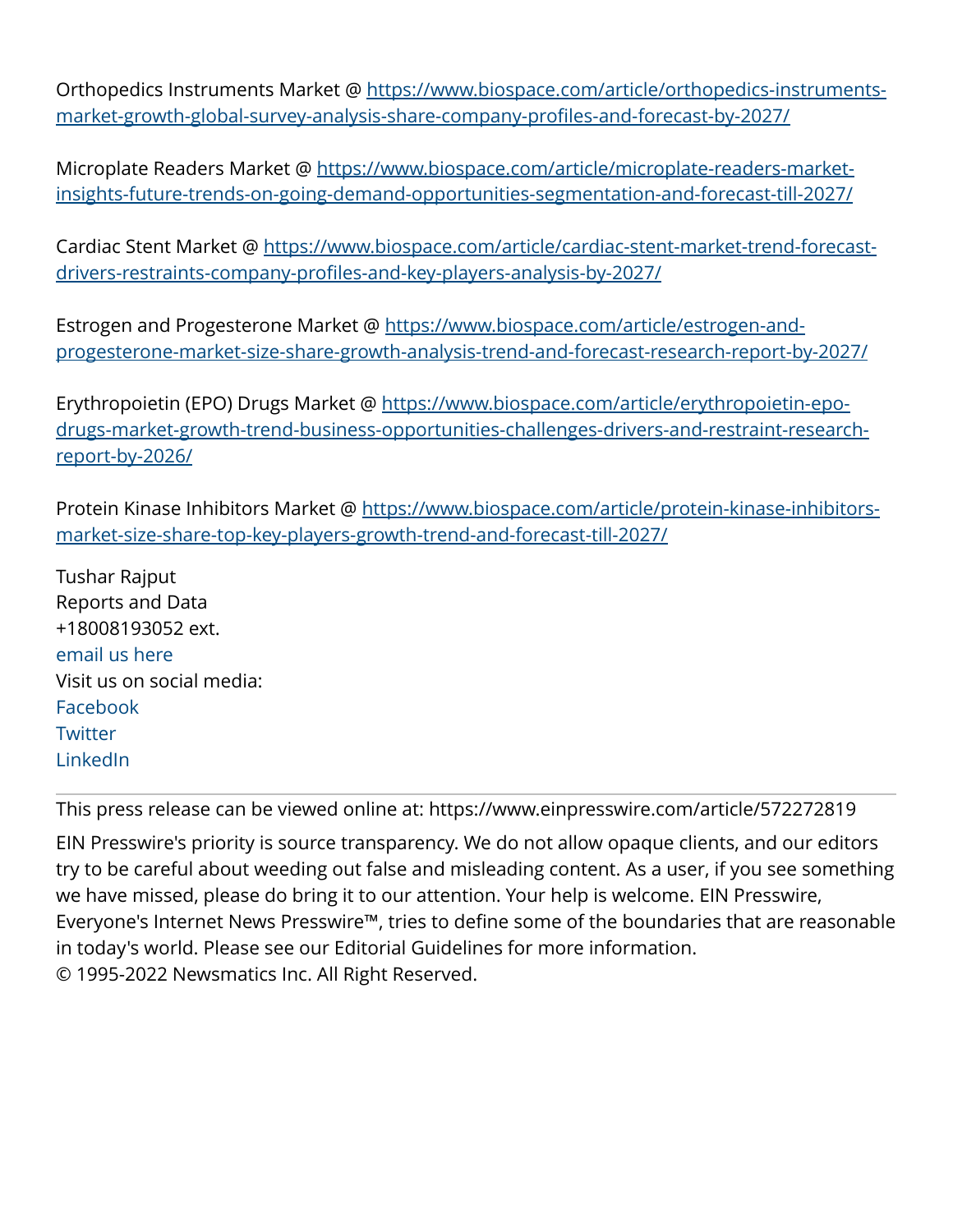Orthopedics Instruments Market @ https://www.biospace.com/article/orthopedics-instruments-market-growth-global-survey-analysis-share-company-profiles-and-forecast-by-2027/

Microplate Readers Market @ https://www.biospace.com/article/microplate-readers-market-insights-future-trends-on-going-demand-opportunities-segmentation-and-forecast-till-2027/

Cardiac Stent Market @ https://www.biospace.com/article/cardiac-stent-market-trend-forecast-drivers-restraints-company-profiles-and-key-players-analysis-by-2027/

Estrogen and Progesterone Market @ https://www.biospace.com/article/estrogen-and-progesterone-market-size-share-growth-analysis-trend-and-forecast-research-report-by-2027/

Erythropoietin (EPO) Drugs Market @ https://www.biospace.com/article/erythropoietin-epo-drugs-market-growth-trend-business-opportunities-challenges-drivers-and-restraint-research-report-by-2026/

Protein Kinase Inhibitors Market @ https://www.biospace.com/article/protein-kinase-inhibitors-market-size-share-top-key-players-growth-trend-and-forecast-till-2027/

Tushar Rajput
Reports and Data
+18008193052 ext.
email us here
Visit us on social media:
Facebook
Twitter
LinkedIn

---

This press release can be viewed online at: https://www.einpresswire.com/article/572272819

EIN Presswire's priority is source transparency. We do not allow opaque clients, and our editors try to be careful about weeding out false and misleading content. As a user, if you see something we have missed, please do bring it to our attention. Your help is welcome. EIN Presswire, Everyone's Internet News Presswire™, tries to define some of the boundaries that are reasonable in today's world. Please see our Editorial Guidelines for more information.
© 1995-2022 Newsmatics Inc. All Right Reserved.